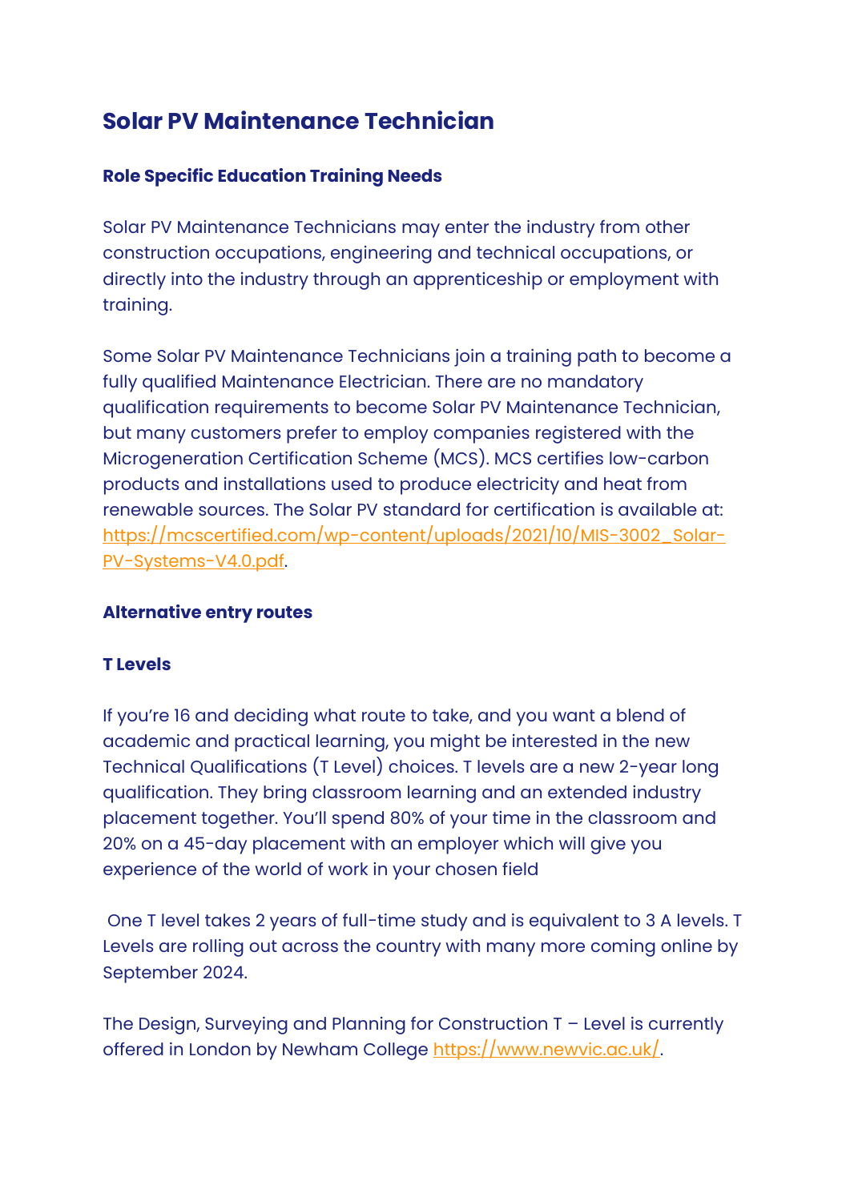# Solar PV Maintenance Technician

## Role Specific Education Training Needs

Solar PV Maintenance Technicians may enter the industry from other construction occupations, engineering and technical occupations, or directly into the industry through an apprenticeship or employment with training.

Some Solar PV Maintenance Technicians join a training path to become a fully qualified Maintenance Electrician. There are no mandatory qualification requirements to become Solar PV Maintenance Technician, but many customers prefer to employ companies registered with the Microgeneration Certification Scheme (MCS). MCS certifies low-carbon products and installations used to produce electricity and heat from renewable sources. The Solar PV standard for certification is available at: [https://mcscertified.com/wp-content/uploads/2021/10/MIS-3002_Solar-PV-Systems-V4.0.pdf](https://mcscertified.com/wp-content/uploads/2021/10/MIS-3002_Solar-PV-Systems-V4.0.pdf).

## Alternative entry routes

### T Levels

If you're 16 and deciding what route to take, and you want a blend of academic and practical learning, you might be interested in the new Technical Qualifications (T Level) choices. T levels are a new 2-year long qualification. They bring classroom learning and an extended industry placement together. You'll spend 80% of your time in the classroom and 20% on a 45-day placement with an employer which will give you experience of the world of work in your chosen field

One T level takes 2 years of full-time study and is equivalent to 3 A levels. T Levels are rolling out across the country with many more coming online by September 2024.

The Design, Surveying and Planning for Construction T – Level is currently offered in London by Newham College [https://www.newvic.ac.uk/](https://www.newvic.ac.uk/).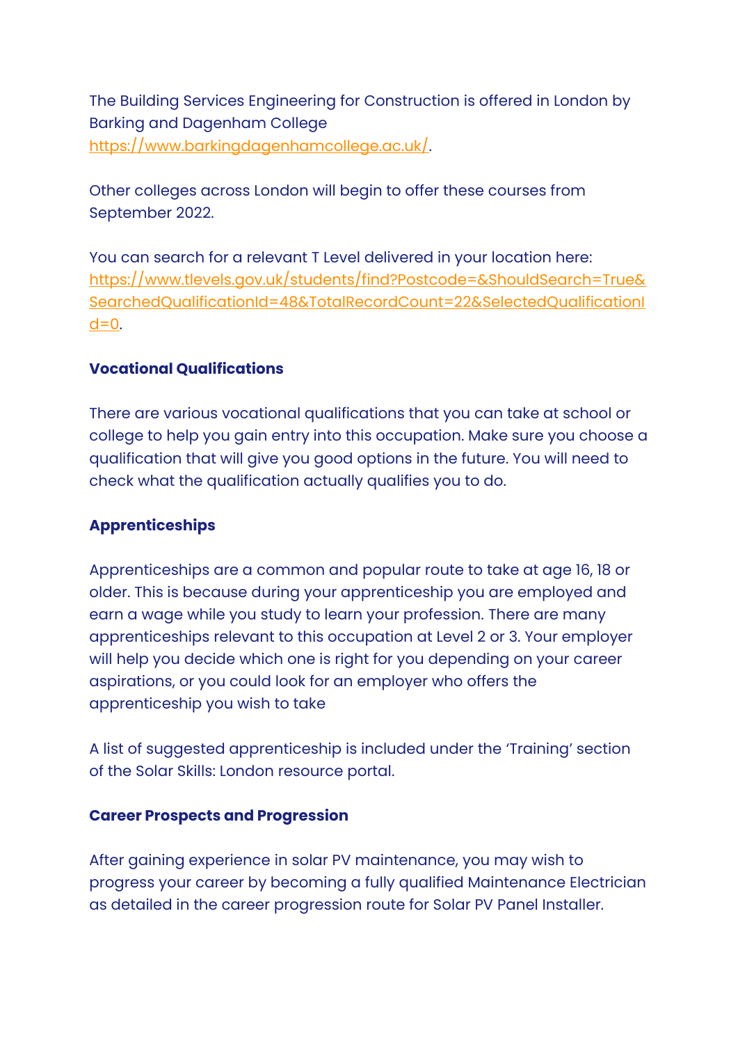The Building Services Engineering for Construction is offered in London by Barking and Dagenham College https://www.barkingdagenhamcollege.ac.uk/.

Other colleges across London will begin to offer these courses from September 2022.

You can search for a relevant T Level delivered in your location here: https://www.tlevels.gov.uk/students/find?Postcode=&ShouldSearch=True&SearchedQualificationId=48&TotalRecordCount=22&SelectedQualificationId=0.

**Vocational Qualifications**

There are various vocational qualifications that you can take at school or college to help you gain entry into this occupation. Make sure you choose a qualification that will give you good options in the future. You will need to check what the qualification actually qualifies you to do.

**Apprenticeships**

Apprenticeships are a common and popular route to take at age 16, 18 or older. This is because during your apprenticeship you are employed and earn a wage while you study to learn your profession. There are many apprenticeships relevant to this occupation at Level 2 or 3. Your employer will help you decide which one is right for you depending on your career aspirations, or you could look for an employer who offers the apprenticeship you wish to take

A list of suggested apprenticeship is included under the 'Training' section of the Solar Skills: London resource portal.

**Career Prospects and Progression**

After gaining experience in solar PV maintenance, you may wish to progress your career by becoming a fully qualified Maintenance Electrician as detailed in the career progression route for Solar PV Panel Installer.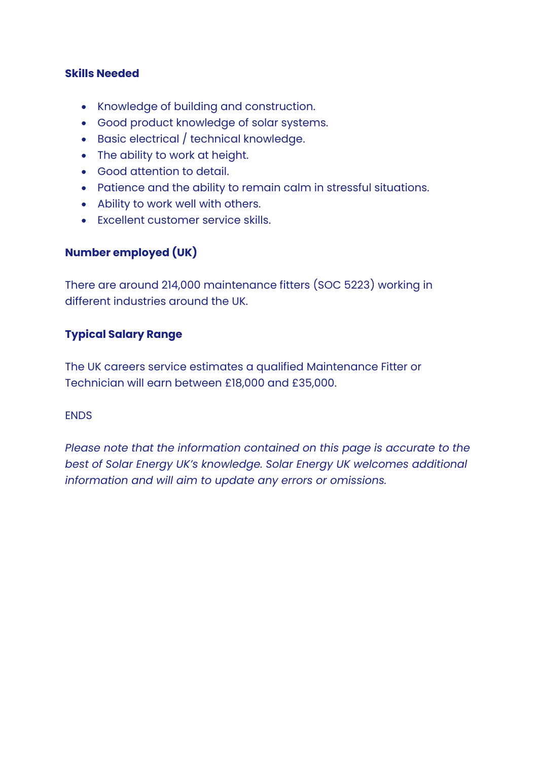**Skills Needed**

- Knowledge of building and construction.
- Good product knowledge of solar systems.
- Basic electrical / technical knowledge.
- The ability to work at height.
- Good attention to detail.
- Patience and the ability to remain calm in stressful situations.
- Ability to work well with others.
- Excellent customer service skills.

**Number employed (UK)**

There are around 214,000 maintenance fitters (SOC 5223) working in different industries around the UK.

**Typical Salary Range**

The UK careers service estimates a qualified Maintenance Fitter or Technician will earn between £18,000 and £35,000.

ENDS

*Please note that the information contained on this page is accurate to the best of Solar Energy UK's knowledge. Solar Energy UK welcomes additional information and will aim to update any errors or omissions.*